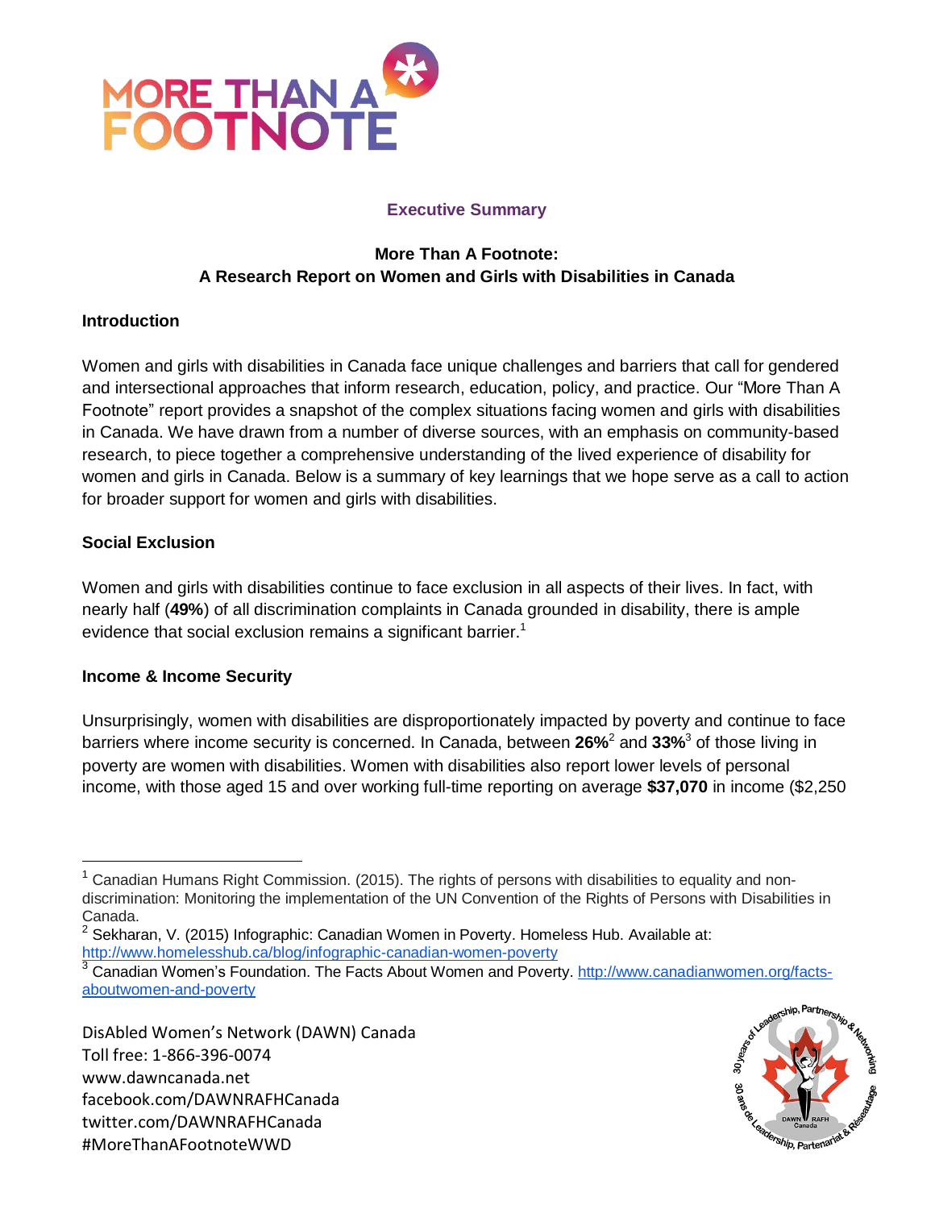MORE THAN A FOOTNOTE

## Executive Summary

# More Than A Footnote: A Research Report on Women and Girls with Disabilities in Canada

### Introduction

Women and girls with disabilities in Canada face unique challenges and barriers that call for gendered and intersectional approaches that inform research, education, policy, and practice. Our "More Than A Footnote" report provides a snapshot of the complex situations facing women and girls with disabilities in Canada. We have drawn from a number of diverse sources, with an emphasis on community-based research, to piece together a comprehensive understanding of the lived experience of disability for women and girls in Canada. Below is a summary of key learnings that we hope serve as a call to action for broader support for women and girls with disabilities.

### Social Exclusion

Women and girls with disabilities continue to face exclusion in all aspects of their lives. In fact, with nearly half (**49%**) of all discrimination complaints in Canada grounded in disability, there is ample evidence that social exclusion remains a significant barrier.[1]

### Income & Income Security

Unsurprisingly, women with disabilities are disproportionately impacted by poverty and continue to face barriers where income security is concerned. In Canada, between **26%**[2] and **33%**[3] of those living in poverty are women with disabilities. Women with disabilities also report lower levels of personal income, with those aged 15 and over working full-time reporting on average **$37,070** in income ($2,250

---

[1] Canadian Humans Right Commission. (2015). The rights of persons with disabilities to equality and non-discrimination: Monitoring the implementation of the UN Convention of the Rights of Persons with Disabilities in Canada.

[2] Sekharan, V. (2015) Infographic: Canadian Women in Poverty. Homeless Hub. Available at: http://www.homelesshub.ca/blog/infographic-canadian-women-poverty

[3] Canadian Women's Foundation. The Facts About Women and Poverty. http://www.canadianwomen.org/facts-aboutwomen-and-poverty

DisAbled Women's Network (DAWN) Canada
Toll free: 1-866-396-0074
www.dawncanada.net
facebook.com/DAWNRAFHCanada
twitter.com/DAWNRAFHCanada
#MoreThanAFootnoteWWD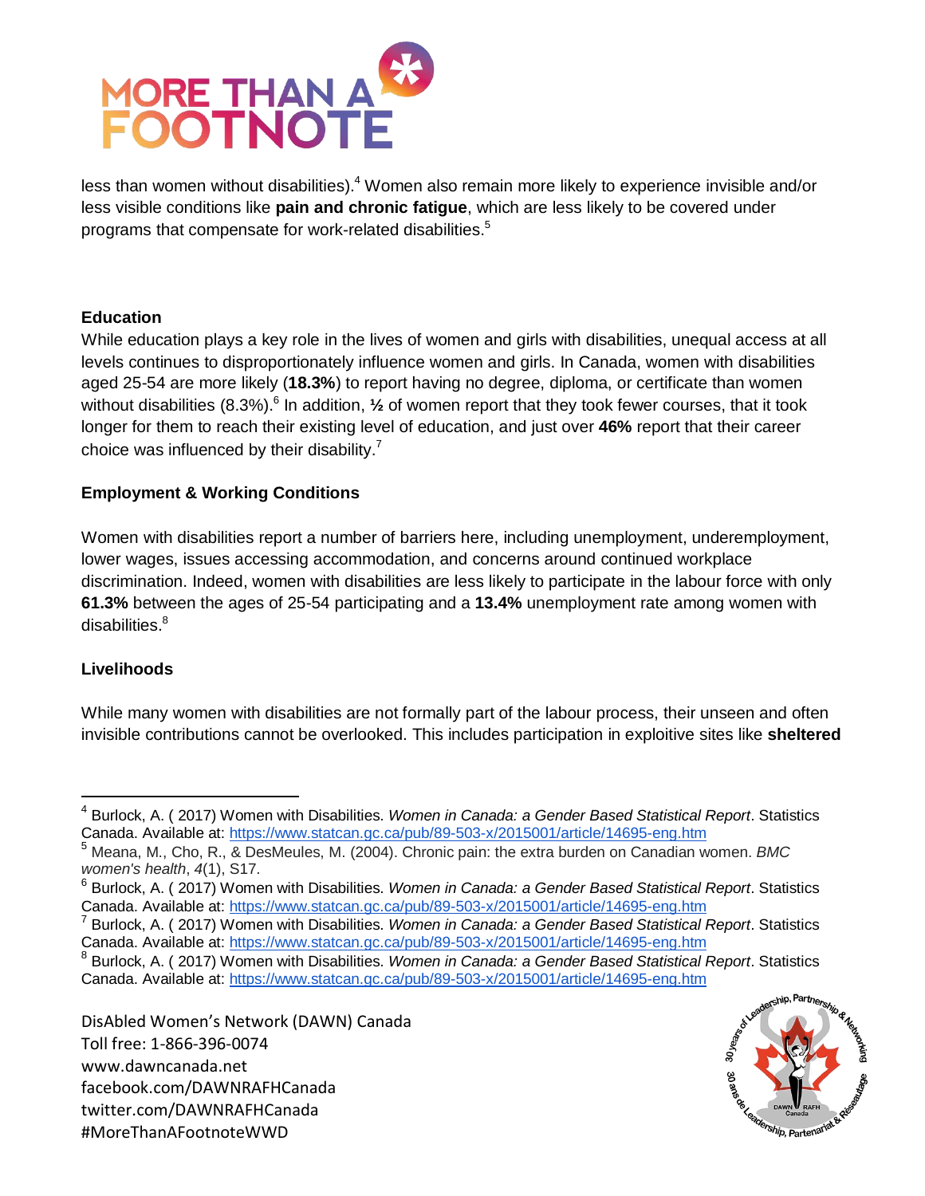less than women without disabilities).[4] Women also remain more likely to experience invisible and/or less visible conditions like **pain and chronic fatigue**, which are less likely to be covered under programs that compensate for work-related disabilities.[5]

### Education

While education plays a key role in the lives of women and girls with disabilities, unequal access at all levels continues to disproportionately influence women and girls. In Canada, women with disabilities aged 25-54 are more likely (**18.3%**) to report having no degree, diploma, or certificate than women without disabilities (8.3%).[6] In addition, **½** of women report that they took fewer courses, that it took longer for them to reach their existing level of education, and just over **46%** report that their career choice was influenced by their disability.[7]

### Employment & Working Conditions

Women with disabilities report a number of barriers here, including unemployment, underemployment, lower wages, issues accessing accommodation, and concerns around continued workplace discrimination. Indeed, women with disabilities are less likely to participate in the labour force with only **61.3%** between the ages of 25-54 participating and a **13.4%** unemployment rate among women with disabilities.[8]

### Livelihoods

While many women with disabilities are not formally part of the labour process, their unseen and often invisible contributions cannot be overlooked. This includes participation in exploitive sites like **sheltered**

---

[4] Burlock, A. ( 2017) Women with Disabilities. *Women in Canada: a Gender Based Statistical Report*. Statistics Canada. Available at: https://www.statcan.gc.ca/pub/89-503-x/2015001/article/14695-eng.htm

[5] Meana, M., Cho, R., & DesMeules, M. (2004). Chronic pain: the extra burden on Canadian women. *BMC women's health*, *4*(1), S17.

[6] Burlock, A. ( 2017) Women with Disabilities. *Women in Canada: a Gender Based Statistical Report*. Statistics Canada. Available at: https://www.statcan.gc.ca/pub/89-503-x/2015001/article/14695-eng.htm

[7] Burlock, A. ( 2017) Women with Disabilities. *Women in Canada: a Gender Based Statistical Report*. Statistics Canada. Available at: https://www.statcan.gc.ca/pub/89-503-x/2015001/article/14695-eng.htm

[8] Burlock, A. ( 2017) Women with Disabilities. *Women in Canada: a Gender Based Statistical Report*. Statistics Canada. Available at: https://www.statcan.gc.ca/pub/89-503-x/2015001/article/14695-eng.htm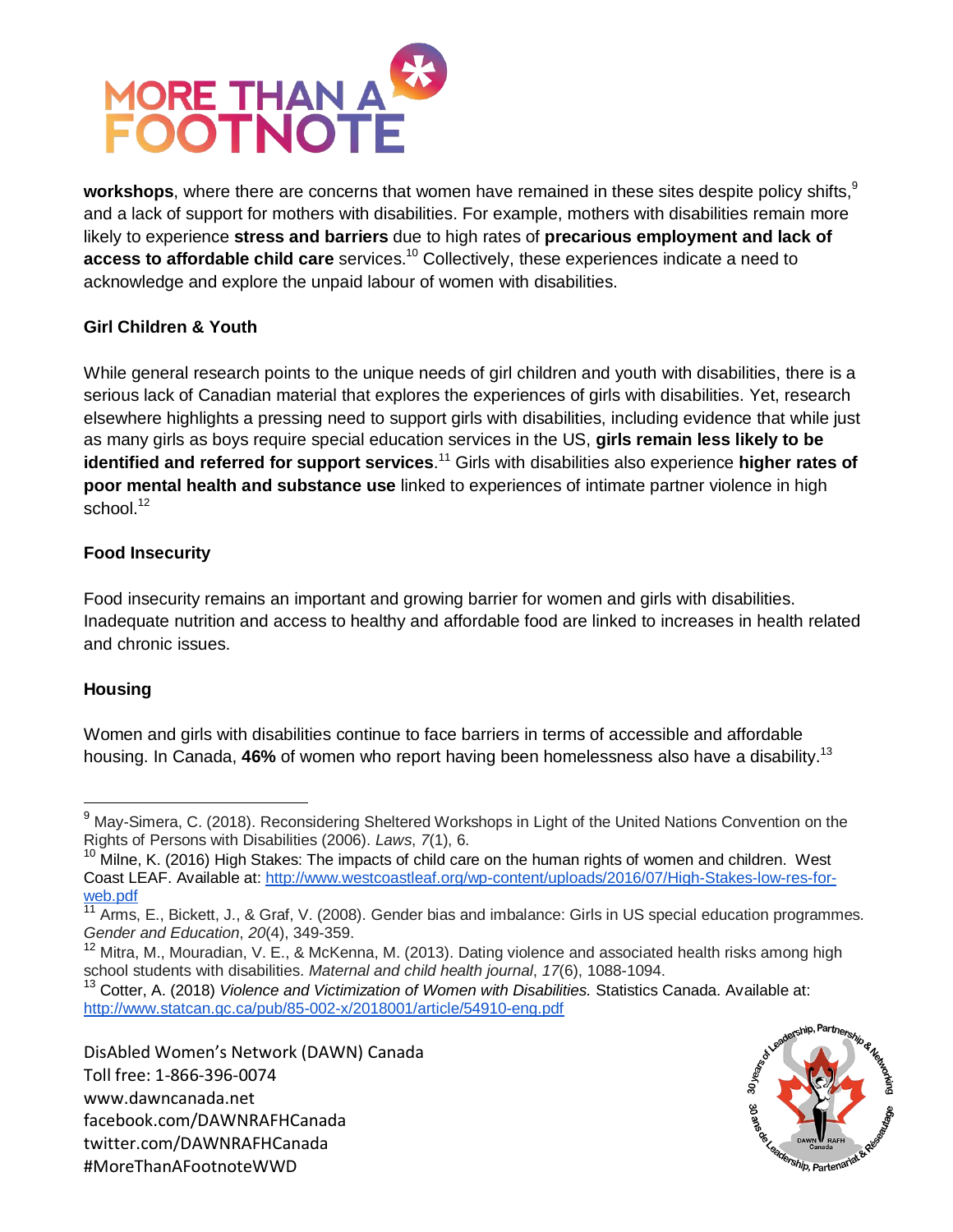**workshops**, where there are concerns that women have remained in these sites despite policy shifts,[9] and a lack of support for mothers with disabilities. For example, mothers with disabilities remain more likely to experience **stress and barriers** due to high rates of **precarious employment and lack of access to affordable child care** services.[10] Collectively, these experiences indicate a need to acknowledge and explore the unpaid labour of women with disabilities.

### Girl Children & Youth

While general research points to the unique needs of girl children and youth with disabilities, there is a serious lack of Canadian material that explores the experiences of girls with disabilities. Yet, research elsewhere highlights a pressing need to support girls with disabilities, including evidence that while just as many girls as boys require special education services in the US, **girls remain less likely to be identified and referred for support services**.[11] Girls with disabilities also experience **higher rates of poor mental health and substance use** linked to experiences of intimate partner violence in high school.[12]

### Food Insecurity

Food insecurity remains an important and growing barrier for women and girls with disabilities. Inadequate nutrition and access to healthy and affordable food are linked to increases in health related and chronic issues.

### Housing

Women and girls with disabilities continue to face barriers in terms of accessible and affordable housing. In Canada, **46%** of women who report having been homelessness also have a disability.[13]

---

[9] May-Simera, C. (2018). Reconsidering Sheltered Workshops in Light of the United Nations Convention on the Rights of Persons with Disabilities (2006). *Laws*, *7*(1), 6.

[10] Milne, K. (2016) High Stakes: The impacts of child care on the human rights of women and children. West Coast LEAF. Available at: http://www.westcoastleaf.org/wp-content/uploads/2016/07/High-Stakes-low-res-for-web.pdf

[11] Arms, E., Bickett, J., & Graf, V. (2008). Gender bias and imbalance: Girls in US special education programmes. *Gender and Education*, *20*(4), 349-359.

[12] Mitra, M., Mouradian, V. E., & McKenna, M. (2013). Dating violence and associated health risks among high school students with disabilities. *Maternal and child health journal*, *17*(6), 1088-1094.

[13] Cotter, A. (2018) *Violence and Victimization of Women with Disabilities.* Statistics Canada. Available at: http://www.statcan.gc.ca/pub/85-002-x/2018001/article/54910-eng.pdf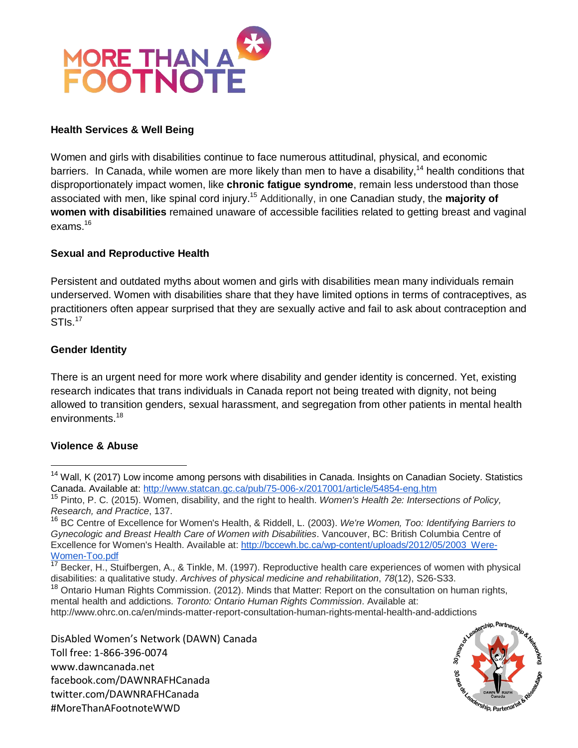**Health Services & Well Being**

Women and girls with disabilities continue to face numerous attitudinal, physical, and economic barriers. In Canada, while women are more likely than men to have a disability,[14] health conditions that disproportionately impact women, like **chronic fatigue syndrome**, remain less understood than those associated with men, like spinal cord injury.[15] Additionally, in one Canadian study, the **majority of women with disabilities** remained unaware of accessible facilities related to getting breast and vaginal exams.[16]

**Sexual and Reproductive Health**

Persistent and outdated myths about women and girls with disabilities mean many individuals remain underserved. Women with disabilities share that they have limited options in terms of contraceptives, as practitioners often appear surprised that they are sexually active and fail to ask about contraception and STIs.[17]

**Gender Identity**

There is an urgent need for more work where disability and gender identity is concerned. Yet, existing research indicates that trans individuals in Canada report not being treated with dignity, not being allowed to transition genders, sexual harassment, and segregation from other patients in mental health environments.[18]

**Violence & Abuse**

---

[14] Wall, K (2017) Low income among persons with disabilities in Canada. Insights on Canadian Society. Statistics Canada. Available at: http://www.statcan.gc.ca/pub/75-006-x/2017001/article/54854-eng.htm

[15] Pinto, P. C. (2015). Women, disability, and the right to health. *Women's Health 2e: Intersections of Policy, Research, and Practice*, 137.

[16] BC Centre of Excellence for Women's Health, & Riddell, L. (2003). *We're Women, Too: Identifying Barriers to Gynecologic and Breast Health Care of Women with Disabilities*. Vancouver, BC: British Columbia Centre of Excellence for Women's Health. Available at: http://bccewh.bc.ca/wp-content/uploads/2012/05/2003_Were-Women-Too.pdf

[17] Becker, H., Stuifbergen, A., & Tinkle, M. (1997). Reproductive health care experiences of women with physical disabilities: a qualitative study. *Archives of physical medicine and rehabilitation*, *78*(12), S26-S33.

[18] Ontario Human Rights Commission. (2012). Minds that Matter: Report on the consultation on human rights, mental health and addictions. *Toronto: Ontario Human Rights Commission*. Available at: http://www.ohrc.on.ca/en/minds-matter-report-consultation-human-rights-mental-health-and-addictions

DisAbled Women's Network (DAWN) Canada
Toll free: 1-866-396-0074
www.dawncanada.net
facebook.com/DAWNRAFHCanada
twitter.com/DAWNRAFHCanada
#MoreThanAFootnoteWWD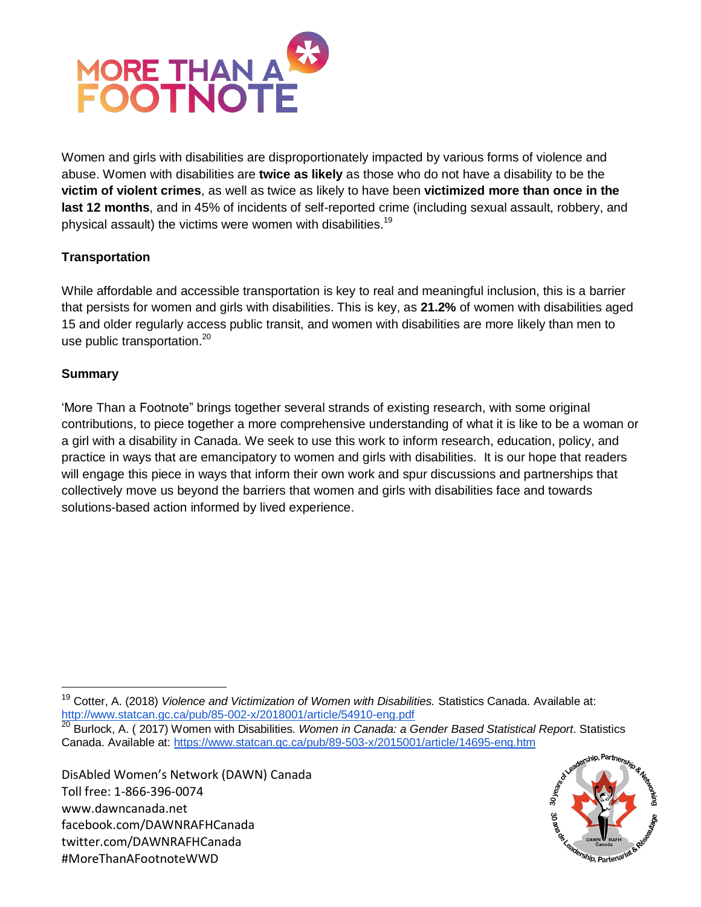Women and girls with disabilities are disproportionately impacted by various forms of violence and abuse. Women with disabilities are **twice as likely** as those who do not have a disability to be the **victim of violent crimes**, as well as twice as likely to have been **victimized more than once in the last 12 months**, and in 45% of incidents of self-reported crime (including sexual assault, robbery, and physical assault) the victims were women with disabilities.[19]

## Transportation

While affordable and accessible transportation is key to real and meaningful inclusion, this is a barrier that persists for women and girls with disabilities. This is key, as **21.2%** of women with disabilities aged 15 and older regularly access public transit, and women with disabilities are more likely than men to use public transportation.[20]

## Summary

'More Than a Footnote" brings together several strands of existing research, with some original contributions, to piece together a more comprehensive understanding of what it is like to be a woman or a girl with a disability in Canada. We seek to use this work to inform research, education, policy, and practice in ways that are emancipatory to women and girls with disabilities. It is our hope that readers will engage this piece in ways that inform their own work and spur discussions and partnerships that collectively move us beyond the barriers that women and girls with disabilities face and towards solutions-based action informed by lived experience.

---

[19] Cotter, A. (2018) *Violence and Victimization of Women with Disabilities.* Statistics Canada. Available at: http://www.statcan.gc.ca/pub/85-002-x/2018001/article/54910-eng.pdf

[20] Burlock, A. ( 2017) Women with Disabilities. *Women in Canada: a Gender Based Statistical Report*. Statistics Canada. Available at: https://www.statcan.gc.ca/pub/89-503-x/2015001/article/14695-eng.htm

DisAbled Women's Network (DAWN) Canada
Toll free: 1-866-396-0074
www.dawncanada.net
facebook.com/DAWNRAFHCanada
twitter.com/DAWNRAFHCanada
#MoreThanAFootnoteWWD